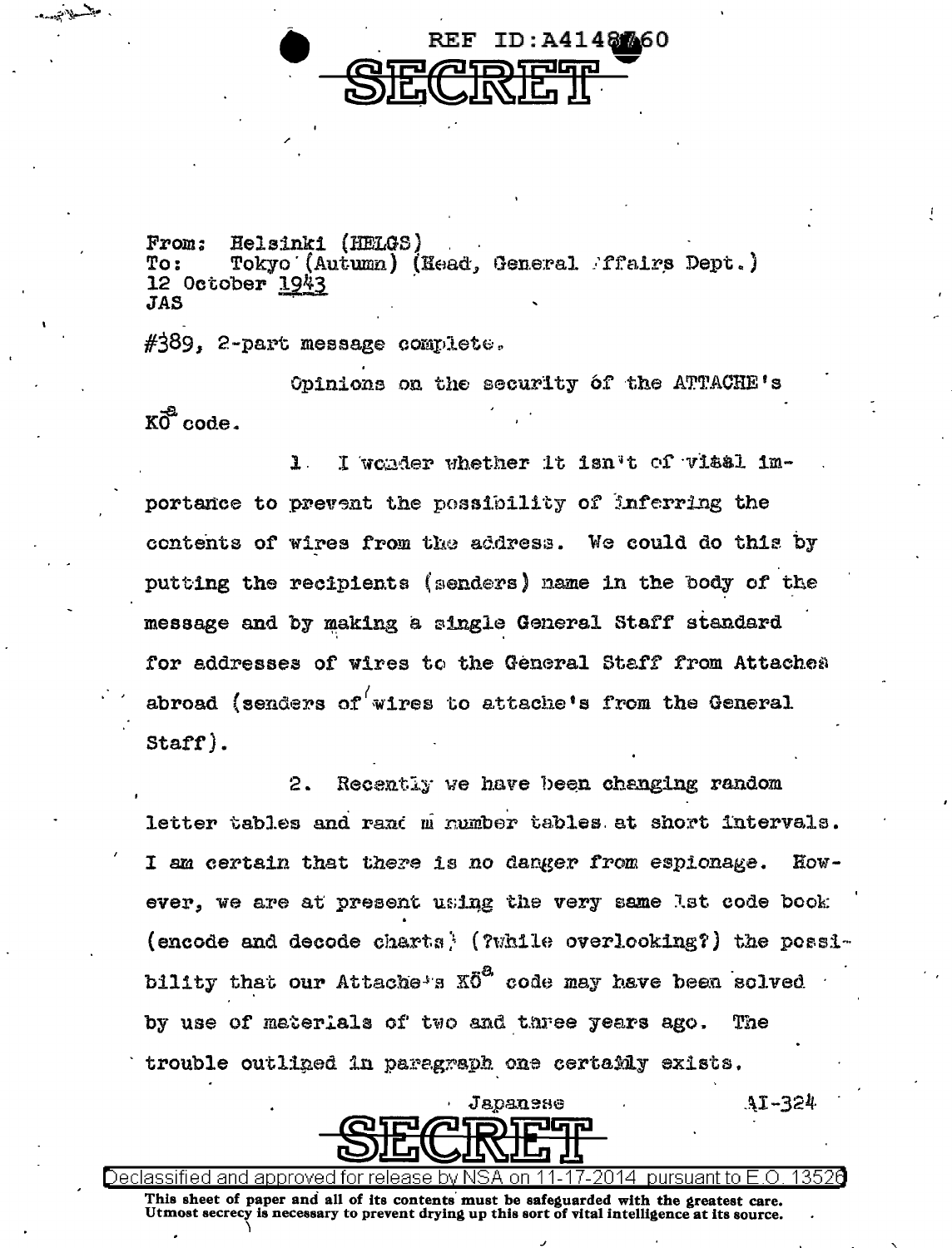REF ID:A4148760

SECRET

From: Helsinki (HELGS)
To: Tokyo (Autumn) (Head, General Affairs Dept.)
12 October 1943
JAS

#389, 2-part message complete.

Opinions on the security of the ATTACHE's KŌ[a] code.

1. I wonder whether it isn't of vital importance to prevent the possibility of inferring the contents of wires from the address. We could do this by putting the recipients (senders) name in the body of the message and by making a single General Staff standard for addresses of wires to the General Staff from Attaches abroad (senders of wires to attache's from the General Staff).

2. Recently we have been changing random letter tables and random number tables at short intervals. I am certain that there is no danger from espionage. However, we are at present using the very same 1st code book (encode and decode charts) (?while overlooking?) the possibility that our Attache's KŌ[a] code may have been solved by use of materials of two and three years ago. The trouble outlined in paragraph one certainly exists.

Japanese AI-324

SECRET

Declassified and approved for release by NSA on 11-17-2014 pursuant to E.O. 13526

This sheet of paper and all of its contents must be safeguarded with the greatest care. Utmost secrecy is necessary to prevent drying up this sort of vital intelligence at its source.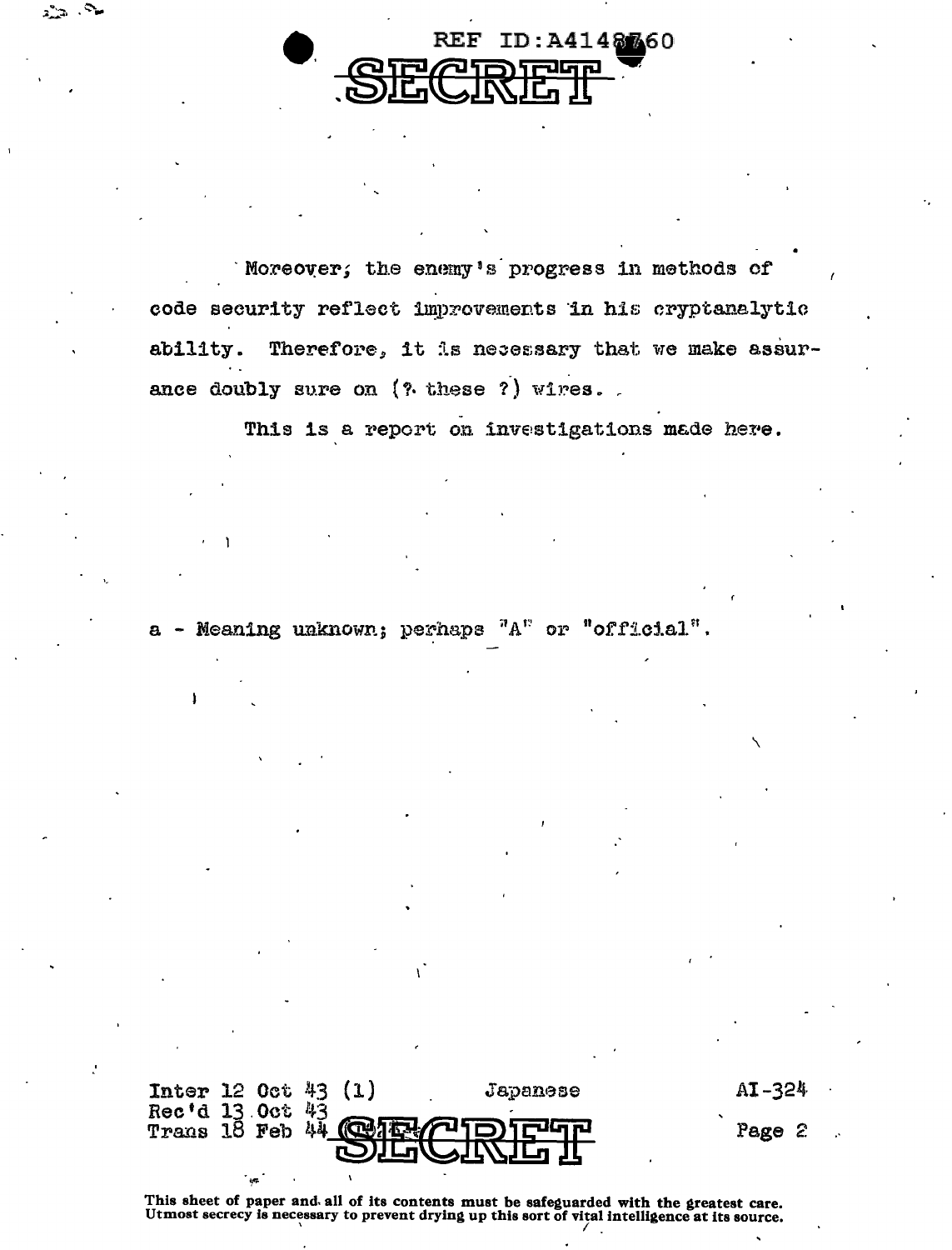Moreover, the enemy's progress in methods of code security reflect improvements in his cryptanalytic ability. Therefore, it is necessary that we make assurance doubly sure on (? these ?) wires.

This is a report on investigations made here.

a - Meaning unknown; perhaps "A" or "official".

Inter 12 Oct 43 (1) Japanese AI-324
Rec'd 13 Oct 43
Trans 18 Feb 44

This sheet of paper and all of its contents must be safeguarded with the greatest care. Utmost secrecy is necessary to prevent drying up this sort of vital intelligence at its source.